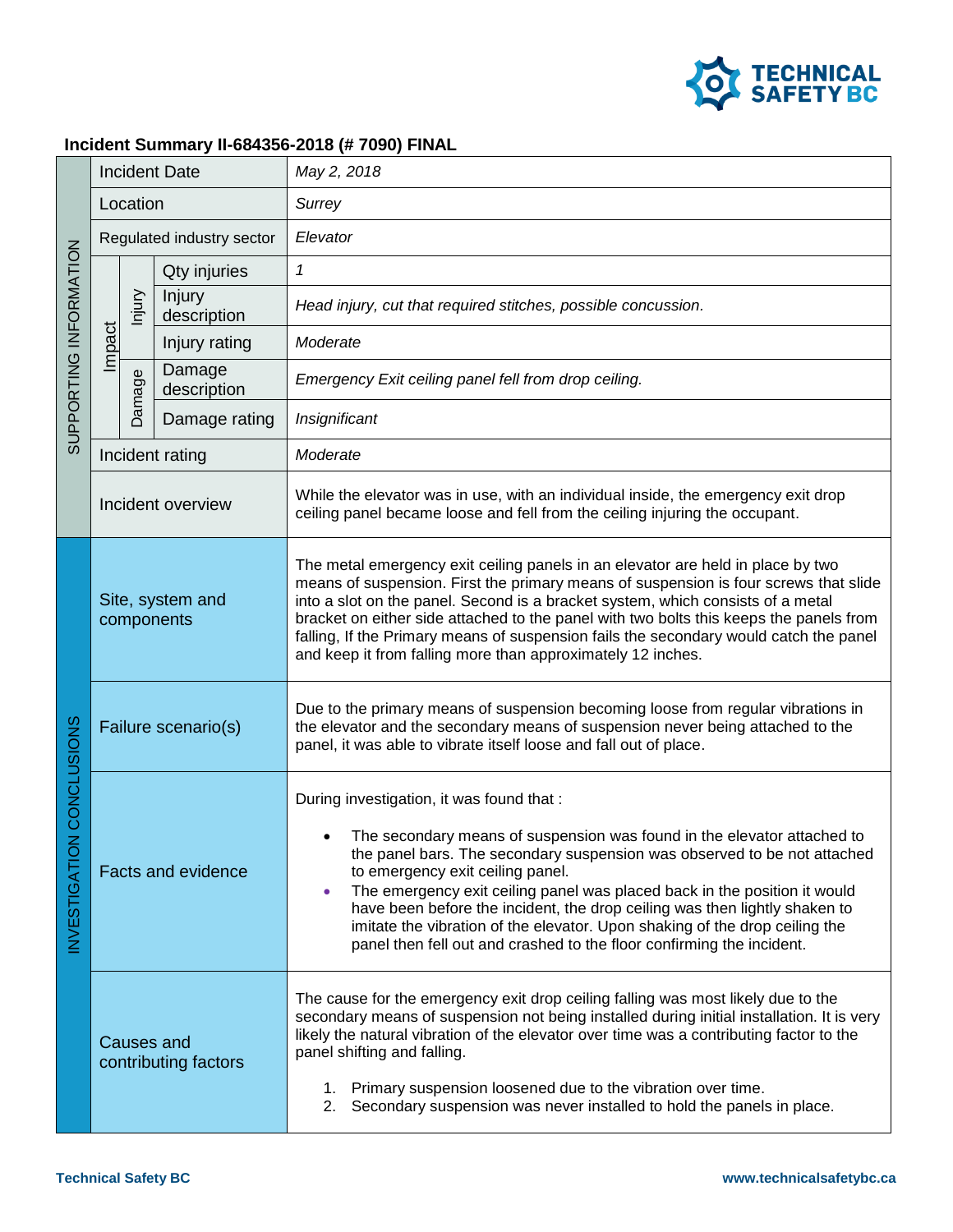**Incident Summary II-684356-2018 (# 7090) FINAL**

| | | | | |
|---|---|---|---|---|
| SUPPORTING INFORMATION | Incident Date | | | *May 2, 2018* |
| | Location | | | *Surrey* |
| | Regulated industry sector | | | *Elevator* |
| | Impact | Injury | Qty injuries | *1* |
| | | | Injury description | *Head injury, cut that required stitches, possible concussion.* |
| | | | Injury rating | *Moderate* |
| | | Damage | Damage description | *Emergency Exit ceiling panel fell from drop ceiling.* |
| | | | Damage rating | *Insignificant* |
| | Incident rating | | | *Moderate* |
| | Incident overview | | | While the elevator was in use, with an individual inside, the emergency exit drop ceiling panel became loose and fell from the ceiling injuring the occupant. |
| INVESTIGATION CONCLUSIONS | Site, system and components | | | The metal emergency exit ceiling panels in an elevator are held in place by two means of suspension. First the primary means of suspension is four screws that slide into a slot on the panel. Second is a bracket system, which consists of a metal bracket on either side attached to the panel with two bolts this keeps the panels from falling, If the Primary means of suspension fails the secondary would catch the panel and keep it from falling more than approximately 12 inches. |
| | Failure scenario(s) | | | Due to the primary means of suspension becoming loose from regular vibrations in the elevator and the secondary means of suspension never being attached to the panel, it was able to vibrate itself loose and fall out of place. |
| | Facts and evidence | | | During investigation, it was found that :<br>• The secondary means of suspension was found in the elevator attached to the panel bars. The secondary suspension was observed to be not attached to emergency exit ceiling panel.<br>• The emergency exit ceiling panel was placed back in the position it would have been before the incident, the drop ceiling was then lightly shaken to imitate the vibration of the elevator. Upon shaking of the drop ceiling the panel then fell out and crashed to the floor confirming the incident. |
| | Causes and contributing factors | | | The cause for the emergency exit drop ceiling falling was most likely due to the secondary means of suspension not being installed during initial installation. It is very likely the natural vibration of the elevator over time was a contributing factor to the panel shifting and falling.<br>1. Primary suspension loosened due to the vibration over time.<br>2. Secondary suspension was never installed to hold the panels in place. |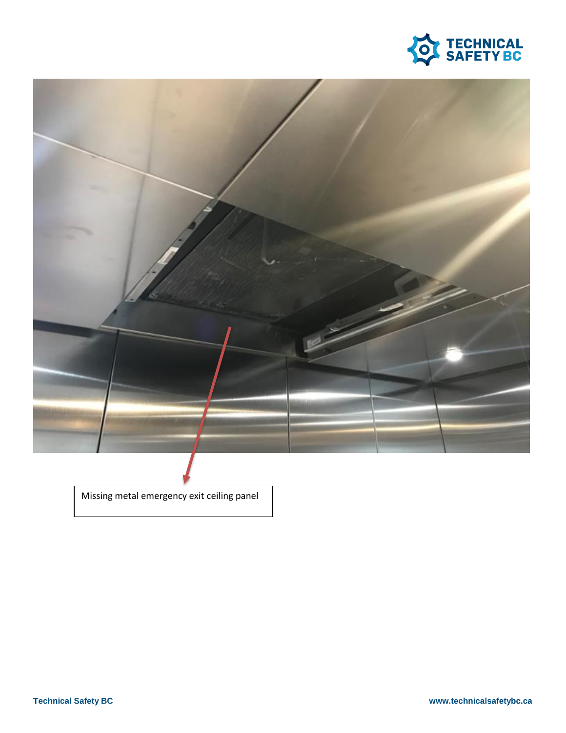Missing metal emergency exit ceiling panel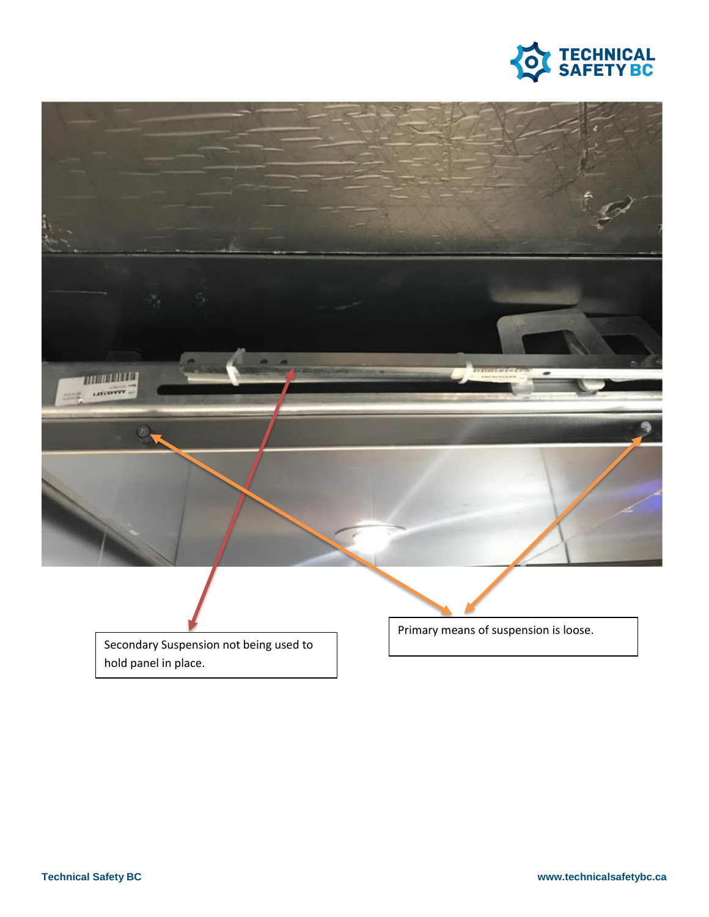Secondary Suspension not being used to hold panel in place.

Primary means of suspension is loose.